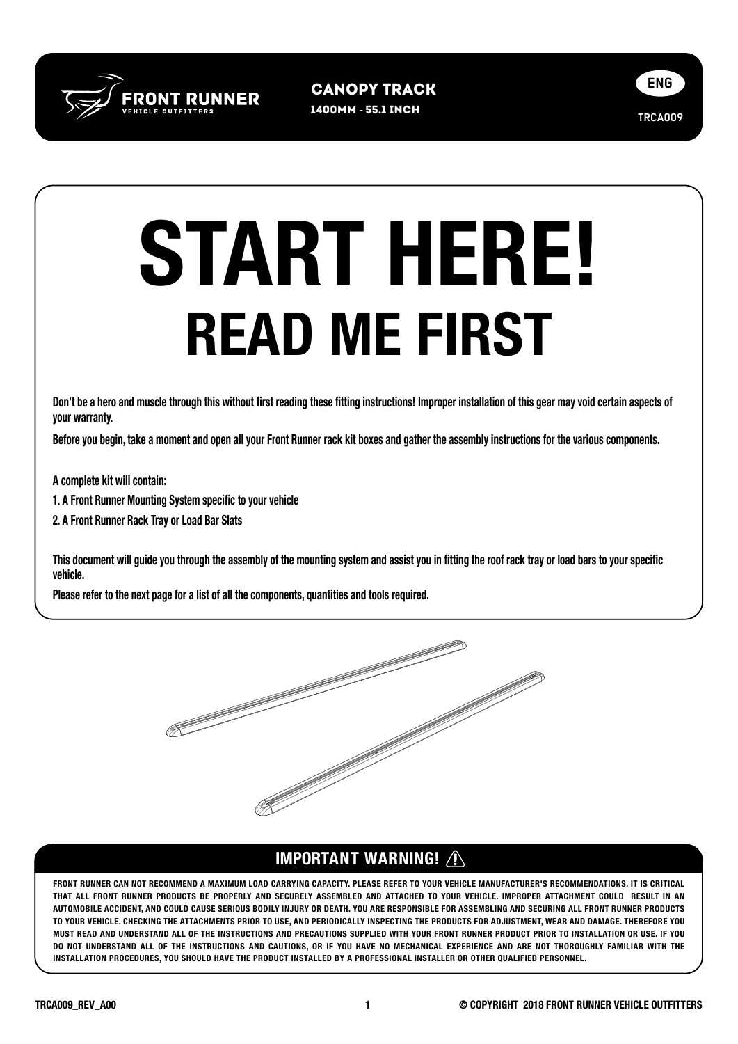# CANOPY TRACK

**1400MM - 55.1 INCH**

ENG

TRCA009

# START HERE!

## READ ME FIRST

**Don't be a hero and muscle through this without first reading these fitting instructions! Improper installation of this gear may void certain aspects of your warranty.**

**Before you begin, take a moment and open all your Front Runner rack kit boxes and gather the assembly instructions for the various components.**

**A complete kit will contain:**

**1. A Front Runner Mounting System specific to your vehicle**

**2. A Front Runner Rack Tray or Load Bar Slats**

**This document will guide you through the assembly of the mounting system and assist you in fitting the roof rack tray or load bars to your specific vehicle.**

**Please refer to the next page for a list of all the components, quantities and tools required.**

## IMPORTANT WARNING! ⚠

**FRONT RUNNER CAN NOT RECOMMEND A MAXIMUM LOAD CARRYING CAPACITY. PLEASE REFER TO YOUR VEHICLE MANUFACTURER'S RECOMMENDATIONS. IT IS CRITICAL THAT ALL FRONT RUNNER PRODUCTS BE PROPERLY AND SECURELY ASSEMBLED AND ATTACHED TO YOUR VEHICLE. IMPROPER ATTACHMENT COULD RESULT IN AN AUTOMOBILE ACCIDENT, AND COULD CAUSE SERIOUS BODILY INJURY OR DEATH. YOU ARE RESPONSIBLE FOR ASSEMBLING AND SECURING ALL FRONT RUNNER PRODUCTS TO YOUR VEHICLE. CHECKING THE ATTACHMENTS PRIOR TO USE, AND PERIODICALLY INSPECTING THE PRODUCTS FOR ADJUSTMENT, WEAR AND DAMAGE. THEREFORE YOU MUST READ AND UNDERSTAND ALL OF THE INSTRUCTIONS AND PRECAUTIONS SUPPLIED WITH YOUR FRONT RUNNER PRODUCT PRIOR TO INSTALLATION OR USE. IF YOU DO NOT UNDERSTAND ALL OF THE INSTRUCTIONS AND CAUTIONS, OR IF YOU HAVE NO MECHANICAL EXPERIENCE AND ARE NOT THOROUGHLY FAMILIAR WITH THE INSTALLATION PROCEDURES, YOU SHOULD HAVE THE PRODUCT INSTALLED BY A PROFESSIONAL INSTALLER OR OTHER QUALIFIED PERSONNEL.**

TRCA009_REV_A00

© COPYRIGHT 2018 FRONT RUNNER VEHICLE OUTFITTERS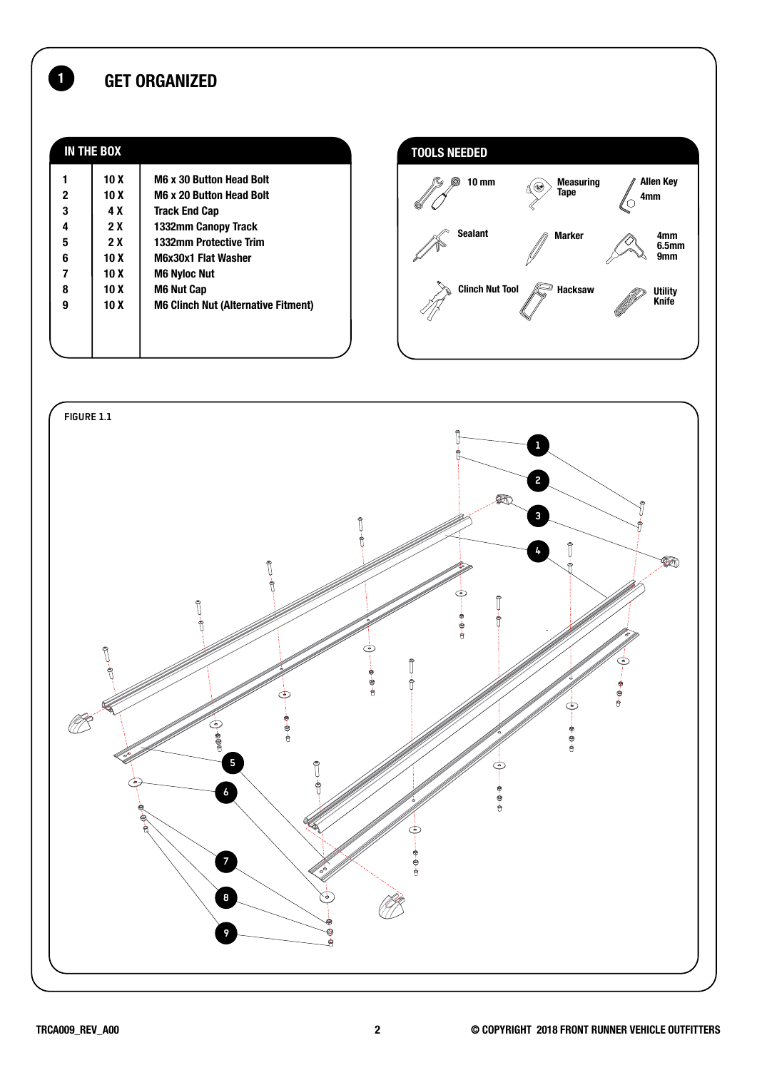## 1 GET ORGANIZED

### IN THE BOX

| # | Qty | Item |
|---|---|---|
| 1 | 10 X | M6 x 30 Button Head Bolt |
| 2 | 10 X | M6 x 20 Button Head Bolt |
| 3 | 4 X | Track End Cap |
| 4 | 2 X | 1332mm Canopy Track |
| 5 | 2 X | 1332mm Protective Trim |
| 6 | 10 X | M6x30x1 Flat Washer |
| 7 | 10 X | M6 Nyloc Nut |
| 8 | 10 X | M6 Nut Cap |
| 9 | 10 X | M6 Clinch Nut (Alternative Fitment) |

### TOOLS NEEDED

- 10 mm
- Measuring Tape
- Allen Key 4mm
- Sealant
- Marker
- 4mm 6.5mm 9mm
- Clinch Nut Tool
- Hacksaw
- Utility Knife

FIGURE 1.1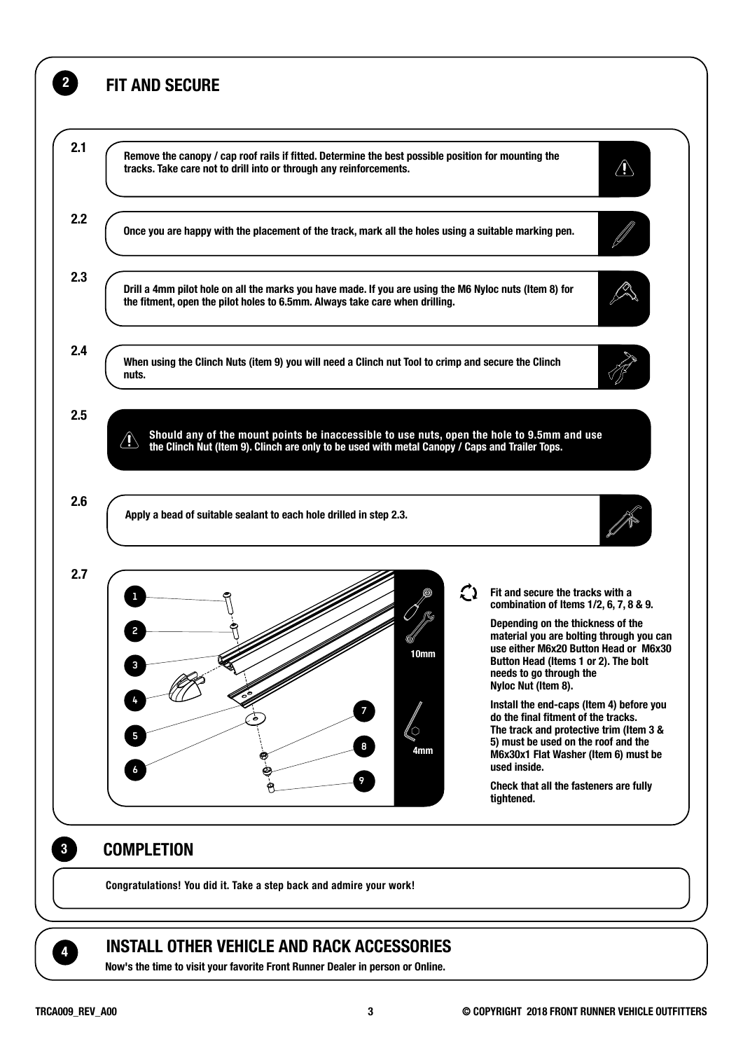## 2 FIT AND SECURE

**2.1**

**Remove the canopy / cap roof rails if fitted. Determine the best possible position for mounting the tracks. Take care not to drill into or through any reinforcements.**

**2.2**

**Once you are happy with the placement of the track, mark all the holes using a suitable marking pen.**

**2.3**

**Drill a 4mm pilot hole on all the marks you have made. If you are using the M6 Nyloc nuts (Item 8) for the fitment, open the pilot holes to 6.5mm. Always take care when drilling.**

**2.4**

**When using the Clinch Nuts (item 9) you will need a Clinch nut Tool to crimp and secure the Clinch nuts.**

**2.5**

**Should any of the mount points be inaccessible to use nuts, open the hole to 9.5mm and use the Clinch Nut (Item 9). Clinch are only to be used with metal Canopy / Caps and Trailer Tops.**

**2.6**

**Apply a bead of suitable sealant to each hole drilled in step 2.3.**

**2.7**

1
2
3
4
5
6
7
8
9
10mm
4mm

**Fit and secure the tracks with a combination of Items 1/2, 6, 7, 8 & 9.**

**Depending on the thickness of the material you are bolting through you can use either M6x20 Button Head or M6x30 Button Head (Items 1 or 2). The bolt needs to go through the Nyloc Nut (Item 8).**

**Install the end-caps (Item 4) before you do the final fitment of the tracks. The track and protective trim (Item 3 & 5) must be used on the roof and the M6x30x1 Flat Washer (Item 6) must be used inside.**

**Check that all the fasteners are fully tightened.**

## 3 COMPLETION

**Congratulations! You did it. Take a step back and admire your work!**

## 4 INSTALL OTHER VEHICLE AND RACK ACCESSORIES

**Now's the time to visit your favorite Front Runner Dealer in person or Online.**